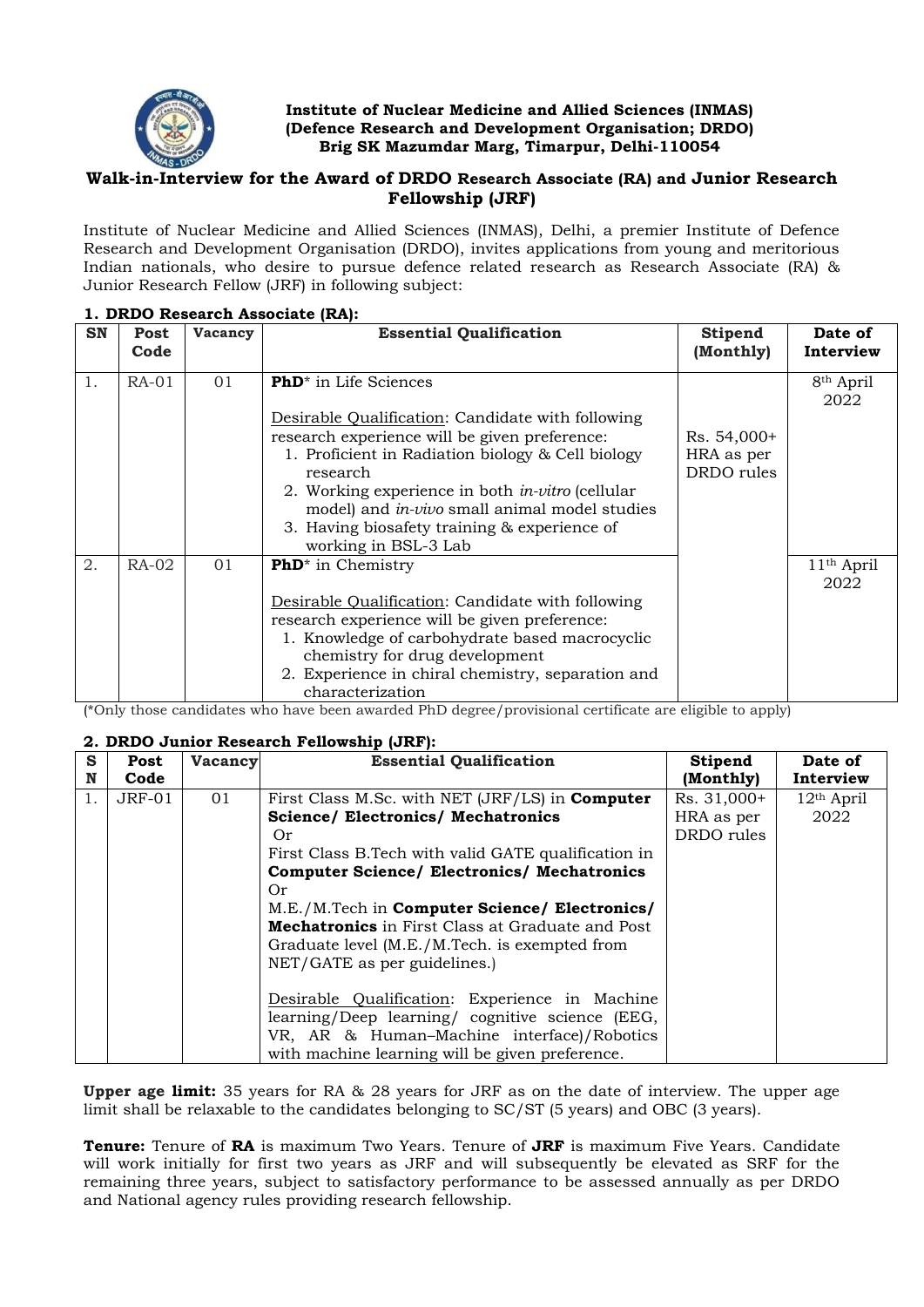**Institute of Nuclear Medicine and Allied Sciences (INMAS)**
**(Defence Research and Development Organisation; DRDO)**
**Brig SK Mazumdar Marg, Timarpur, Delhi-110054**

## Walk-in-Interview for the Award of DRDO Research Associate (RA) and Junior Research Fellowship (JRF)

Institute of Nuclear Medicine and Allied Sciences (INMAS), Delhi, a premier Institute of Defence Research and Development Organisation (DRDO), invites applications from young and meritorious Indian nationals, who desire to pursue defence related research as Research Associate (RA) & Junior Research Fellow (JRF) in following subject:

### 1. DRDO Research Associate (RA):

| SN | Post Code | Vacancy | Essential Qualification | Stipend (Monthly) | Date of Interview |
|---|---|---|---|---|---|
| 1. | RA-01 | 01 | **PhD*** in Life Sciences<br><br><u>Desirable Qualification</u>: Candidate with following research experience will be given preference:<br>1. Proficient in Radiation biology & Cell biology research<br>2. Working experience in both *in-vitro* (cellular model) and *in-vivo* small animal model studies<br>3. Having biosafety training & experience of working in BSL-3 Lab | Rs. 54,000+ HRA as per DRDO rules | 8th April 2022 |
| 2. | RA-02 | 01 | **PhD*** in Chemistry<br><br><u>Desirable Qualification</u>: Candidate with following research experience will be given preference:<br>1. Knowledge of carbohydrate based macrocyclic chemistry for drug development<br>2. Experience in chiral chemistry, separation and characterization | | 11th April 2022 |

(*Only those candidates who have been awarded PhD degree/provisional certificate are eligible to apply)

### 2. DRDO Junior Research Fellowship (JRF):

| SN | Post Code | Vacancy | Essential Qualification | Stipend (Monthly) | Date of Interview |
|---|---|---|---|---|---|
| 1. | JRF-01 | 01 | First Class M.Sc. with NET (JRF/LS) in **Computer Science/ Electronics/ Mechatronics**<br>Or<br>First Class B.Tech with valid GATE qualification in **Computer Science/ Electronics/ Mechatronics**<br>Or<br>M.E./M.Tech in **Computer Science/ Electronics/ Mechatronics** in First Class at Graduate and Post Graduate level (M.E./M.Tech. is exempted from NET/GATE as per guidelines.)<br><br><u>Desirable Qualification</u>: Experience in Machine learning/Deep learning/ cognitive science (EEG, VR, AR & Human–Machine interface)/Robotics with machine learning will be given preference. | Rs. 31,000+ HRA as per DRDO rules | 12th April 2022 |

**Upper age limit:** 35 years for RA & 28 years for JRF as on the date of interview. The upper age limit shall be relaxable to the candidates belonging to SC/ST (5 years) and OBC (3 years).

**Tenure:** Tenure of **RA** is maximum Two Years. Tenure of **JRF** is maximum Five Years. Candidate will work initially for first two years as JRF and will subsequently be elevated as SRF for the remaining three years, subject to satisfactory performance to be assessed annually as per DRDO and National agency rules providing research fellowship.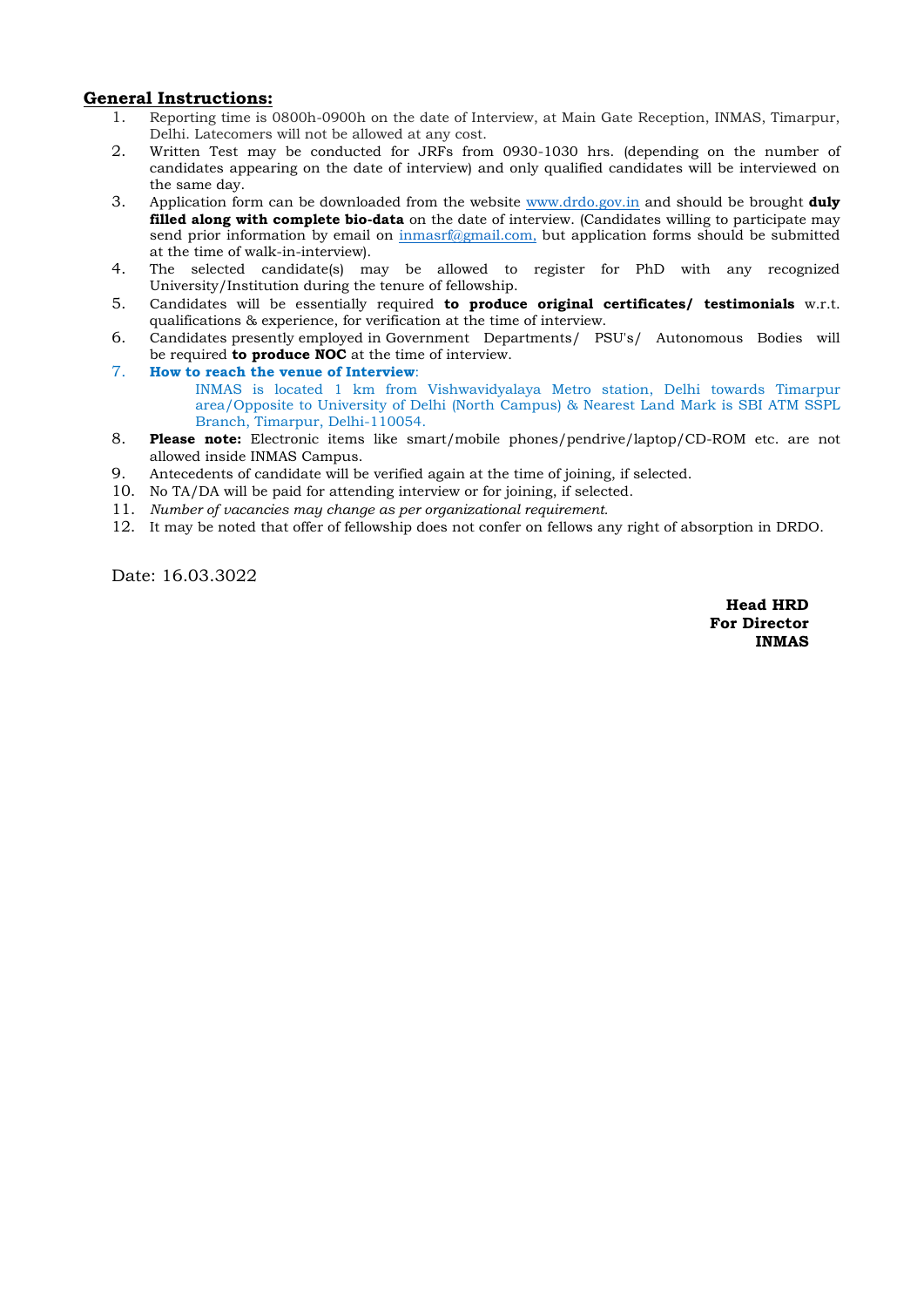## General Instructions:

1. Reporting time is 0800h-0900h on the date of Interview, at Main Gate Reception, INMAS, Timarpur, Delhi. Latecomers will not be allowed at any cost.
2. Written Test may be conducted for JRFs from 0930-1030 hrs. (depending on the number of candidates appearing on the date of interview) and only qualified candidates will be interviewed on the same day.
3. Application form can be downloaded from the website www.drdo.gov.in and should be brought **duly filled along with complete bio-data** on the date of interview. (Candidates willing to participate may send prior information by email on inmasrf@gmail.com, but application forms should be submitted at the time of walk-in-interview).
4. The selected candidate(s) may be allowed to register for PhD with any recognized University/Institution during the tenure of fellowship.
5. Candidates will be essentially required **to produce original certificates/ testimonials** w.r.t. qualifications & experience, for verification at the time of interview.
6. Candidates presently employed in Government Departments/ PSU's/ Autonomous Bodies will be required **to produce NOC** at the time of interview.
7. **How to reach the venue of Interview**:
   INMAS is located 1 km from Vishwavidyalaya Metro station, Delhi towards Timarpur area/Opposite to University of Delhi (North Campus) & Nearest Land Mark is SBI ATM SSPL Branch, Timarpur, Delhi-110054.
8. **Please note:** Electronic items like smart/mobile phones/pendrive/laptop/CD-ROM etc. are not allowed inside INMAS Campus.
9. Antecedents of candidate will be verified again at the time of joining, if selected.
10. No TA/DA will be paid for attending interview or for joining, if selected.
11. *Number of vacancies may change as per organizational requirement.*
12. It may be noted that offer of fellowship does not confer on fellows any right of absorption in DRDO.

Date: 16.03.3022

**Head HRD**
**For Director**
**INMAS**